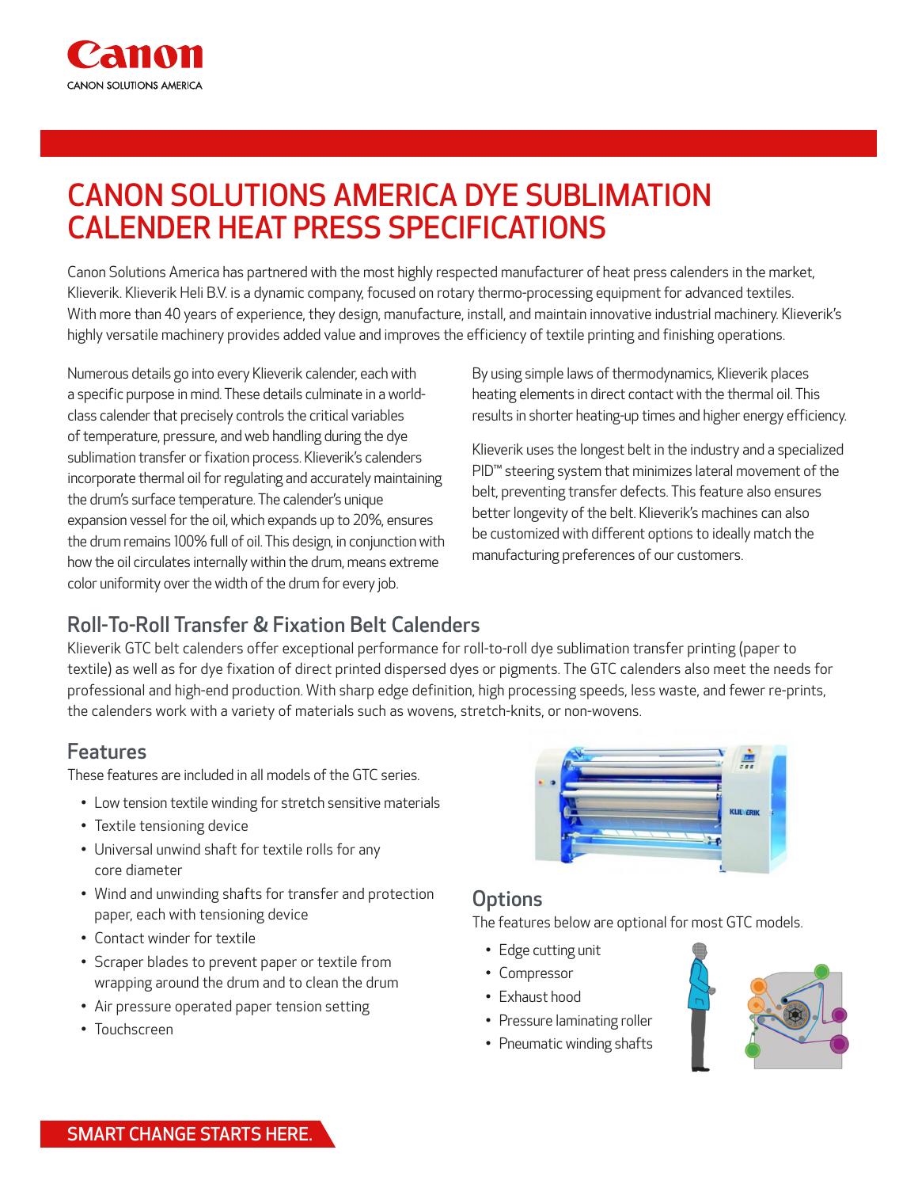# CANON SOLUTIONS AMERICA DYE SUBLIMATION CALENDER HEAT PRESS SPECIFICATIONS

Canon Solutions America has partnered with the most highly respected manufacturer of heat press calenders in the market, Klieverik. Klieverik Heli B.V. is a dynamic company, focused on rotary thermo-processing equipment for advanced textiles. With more than 40 years of experience, they design, manufacture, install, and maintain innovative industrial machinery. Klieverik's highly versatile machinery provides added value and improves the efficiency of textile printing and finishing operations.

Numerous details go into every Klieverik calender, each with a specific purpose in mind. These details culminate in a world-class calender that precisely controls the critical variables of temperature, pressure, and web handling during the dye sublimation transfer or fixation process. Klieverik's calenders incorporate thermal oil for regulating and accurately maintaining the drum's surface temperature. The calender's unique expansion vessel for the oil, which expands up to 20%, ensures the drum remains 100% full of oil. This design, in conjunction with how the oil circulates internally within the drum, means extreme color uniformity over the width of the drum for every job.

By using simple laws of thermodynamics, Klieverik places heating elements in direct contact with the thermal oil. This results in shorter heating-up times and higher energy efficiency.

Klieverik uses the longest belt in the industry and a specialized PID™ steering system that minimizes lateral movement of the belt, preventing transfer defects. This feature also ensures better longevity of the belt. Klieverik's machines can also be customized with different options to ideally match the manufacturing preferences of our customers.

## Roll-To-Roll Transfer & Fixation Belt Calenders

Klieverik GTC belt calenders offer exceptional performance for roll-to-roll dye sublimation transfer printing (paper to textile) as well as for dye fixation of direct printed dispersed dyes or pigments. The GTC calenders also meet the needs for professional and high-end production. With sharp edge definition, high processing speeds, less waste, and fewer re-prints, the calenders work with a variety of materials such as wovens, stretch-knits, or non-wovens.

### Features

These features are included in all models of the GTC series.

- Low tension textile winding for stretch sensitive materials
- Textile tensioning device
- Universal unwind shaft for textile rolls for any core diameter
- Wind and unwinding shafts for transfer and protection paper, each with tensioning device
- Contact winder for textile
- Scraper blades to prevent paper or textile from wrapping around the drum and to clean the drum
- Air pressure operated paper tension setting
- Touchscreen

### Options

The features below are optional for most GTC models.

- Edge cutting unit
- Compressor
- Exhaust hood
- Pressure laminating roller
- Pneumatic winding shafts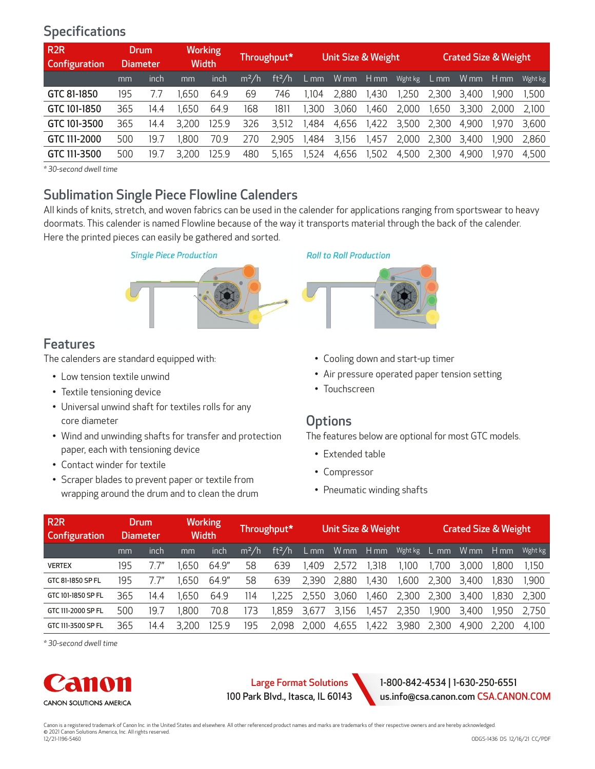## Specifications

| R2R Configuration | Drum Diameter | | Working Width | | Throughput* | | Unit Size & Weight | | | | Crated Size & Weight | | | |
|---|---|---|---|---|---|---|---|---|---|---|---|---|---|---|
| | mm | inch | mm | inch | m²/h | ft²/h | L mm | W mm | H mm | Wght kg | L mm | W mm | H mm | Wght kg |
| GTC 81-1850 | 195 | 7.7 | 1,650 | 64.9 | 69 | 746 | 1,104 | 2,880 | 1,430 | 1,250 | 2,300 | 3,400 | 1,900 | 1,500 |
| GTC 101-1850 | 365 | 14.4 | 1,650 | 64.9 | 168 | 1811 | 1,300 | 3,060 | 1,460 | 2,000 | 1,650 | 3,300 | 2,000 | 2,100 |
| GTC 101-3500 | 365 | 14.4 | 3,200 | 125.9 | 326 | 3,512 | 1,484 | 4,656 | 1,422 | 3,500 | 2,300 | 4,900 | 1,970 | 3,600 |
| GTC 111-2000 | 500 | 19.7 | 1,800 | 70.9 | 270 | 2,905 | 1,484 | 3,156 | 1,457 | 2,000 | 2,300 | 3,400 | 1,900 | 2,860 |
| GTC 111-3500 | 500 | 19.7 | 3,200 | 125.9 | 480 | 5,165 | 1,524 | 4,656 | 1,502 | 4,500 | 2,300 | 4,900 | 1,970 | 4,500 |

*\* 30-second dwell time*

## Sublimation Single Piece Flowline Calenders

All kinds of knits, stretch, and woven fabrics can be used in the calender for applications ranging from sportswear to heavy doormats. This calender is named Flowline because of the way it transports material through the back of the calender. Here the printed pieces can easily be gathered and sorted.

*Single Piece Production*

*Roll to Roll Production*

## Features

The calenders are standard equipped with:

- Low tension textile unwind
- Textile tensioning device
- Universal unwind shaft for textiles rolls for any core diameter
- Wind and unwinding shafts for transfer and protection paper, each with tensioning device
- Contact winder for textile
- Scraper blades to prevent paper or textile from wrapping around the drum and to clean the drum
- Cooling down and start-up timer
- Air pressure operated paper tension setting
- Touchscreen

## Options

The features below are optional for most GTC models.

- Extended table
- Compressor
- Pneumatic winding shafts

| R2R Configuration | Drum Diameter | | Working Width | | Throughput* | | Unit Size & Weight | | | | Crated Size & Weight | | | |
|---|---|---|---|---|---|---|---|---|---|---|---|---|---|---|
| | mm | inch | mm | inch | m²/h | ft²/h | L mm | W mm | H mm | Wght kg | L mm | W mm | H mm | Wght kg |
| VERTEX | 195 | 7.7" | 1,650 | 64.9" | 58 | 639 | 1,409 | 2,572 | 1,318 | 1,100 | 1,700 | 3,000 | 1,800 | 1,150 |
| GTC 81-1850 SP FL | 195 | 7.7" | 1,650 | 64.9" | 58 | 639 | 2,390 | 2,880 | 1,430 | 1,600 | 2,300 | 3,400 | 1,830 | 1,900 |
| GTC 101-1850 SP FL | 365 | 14.4 | 1,650 | 64.9 | 114 | 1,225 | 2,550 | 3,060 | 1,460 | 2,300 | 2,300 | 3,400 | 1,830 | 2,300 |
| GTC 111-2000 SP FL | 500 | 19.7 | 1,800 | 70.8 | 173 | 1,859 | 3,677 | 3,156 | 1,457 | 2,350 | 1,900 | 3,400 | 1,950 | 2,750 |
| GTC 111-3500 SP FL | 365 | 14.4 | 3,200 | 125.9 | 195 | 2,098 | 2,000 | 4,655 | 1,422 | 3,980 | 2,300 | 4,900 | 2,200 | 4,100 |

*\* 30-second dwell time*

Canon
CANON SOLUTIONS AMERICA

Large Format Solutions
100 Park Blvd., Itasca, IL 60143

1-800-842-4534 | 1-630-250-6551
us.info@csa.canon.com CSA.CANON.COM

Canon is a registered trademark of Canon Inc. in the United States and elsewhere. All other referenced product names and marks are trademarks of their respective owners and are hereby acknowledged.
© 2021 Canon Solutions America, Inc. All rights reserved.
12/21-1196-5460

ODGS-1436 DS 12/16/21 CC/PDF